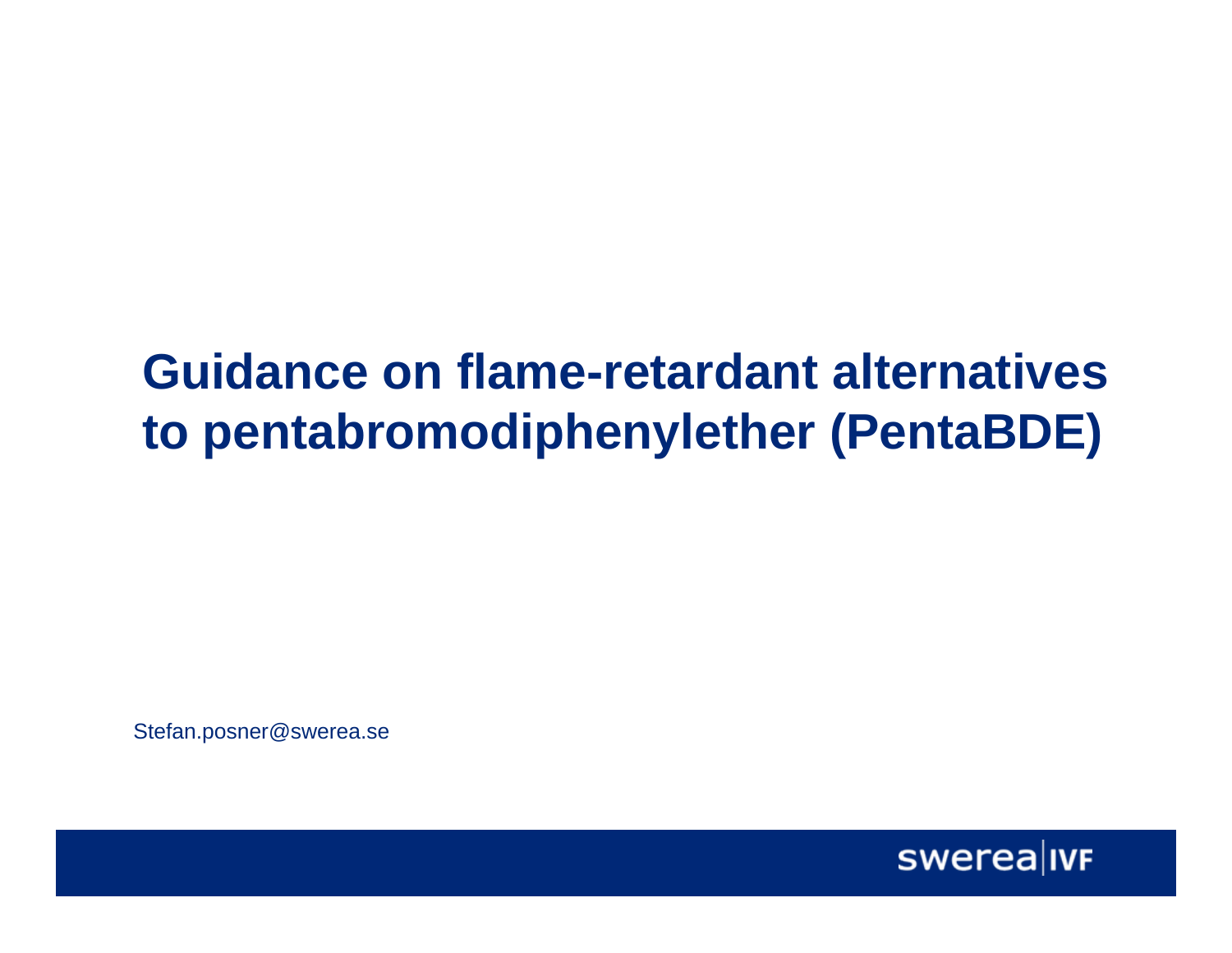# Guidance on flame-retardant alternatives to pentabromodiphenylether (PentaBDE)

Stefan.posner@swerea.se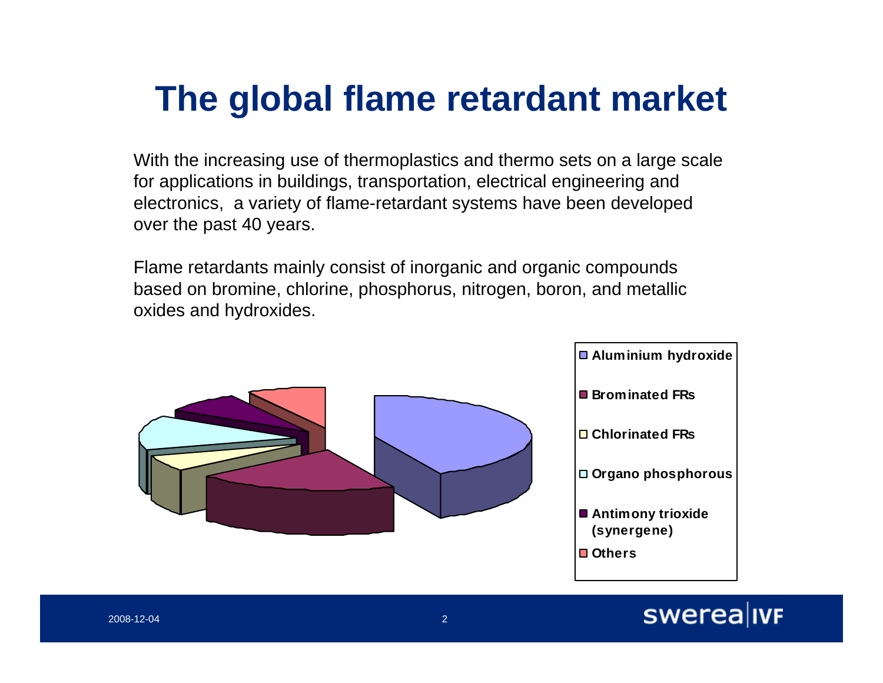# The global flame retardant market

With the increasing use of thermoplastics and thermo sets on a large scale for applications in buildings, transportation, electrical engineering and electronics, a variety of flame-retardant systems have been developed over the past 40 years.

Flame retardants mainly consist of inorganic and organic compounds based on bromine, chlorine, phosphorus, nitrogen, boron, and metallic oxides and hydroxides.

- Aluminium hydroxide
- Brominated FRs
- Chlorinated FRs
- Organo phosphorous
- Antimony trioxide (synergene)
- Others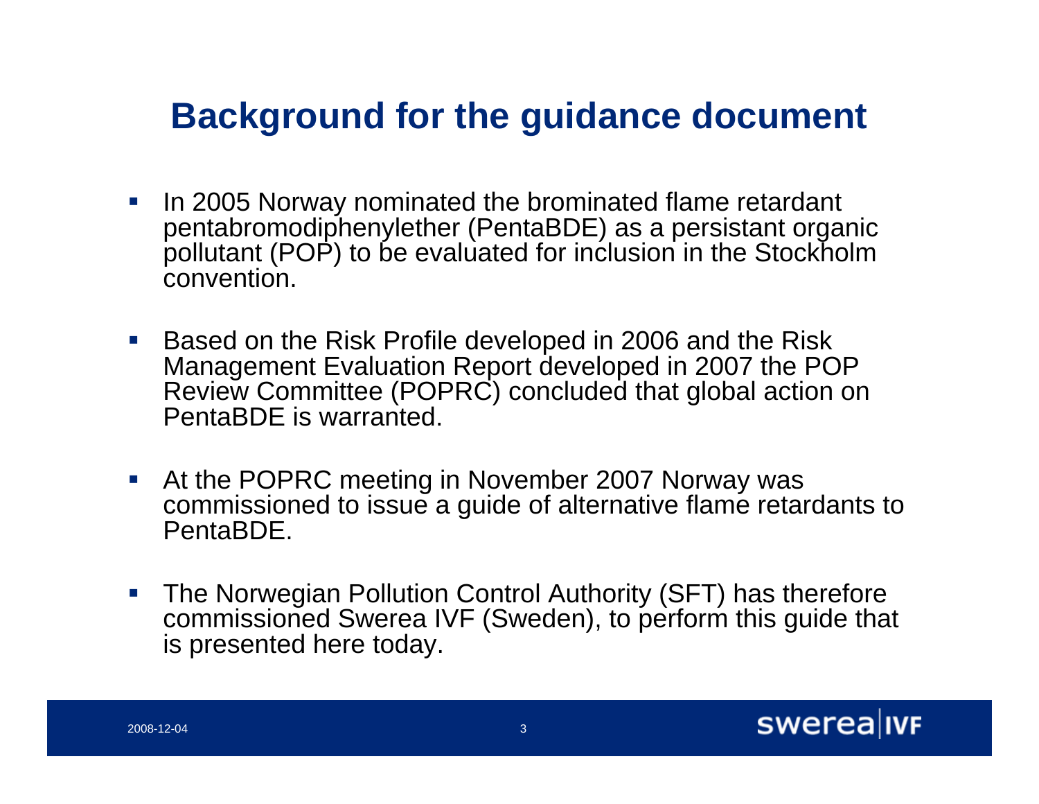# Background for the guidance document

- In 2005 Norway nominated the brominated flame retardant pentabromodiphenylether (PentaBDE) as a persistant organic pollutant (POP) to be evaluated for inclusion in the Stockholm convention.
- Based on the Risk Profile developed in 2006 and the Risk Management Evaluation Report developed in 2007 the POP Review Committee (POPRC) concluded that global action on PentaBDE is warranted.
- At the POPRC meeting in November 2007 Norway was commissioned to issue a guide of alternative flame retardants to PentaBDE.
- The Norwegian Pollution Control Authority (SFT) has therefore commissioned Swerea IVF (Sweden), to perform this guide that is presented here today.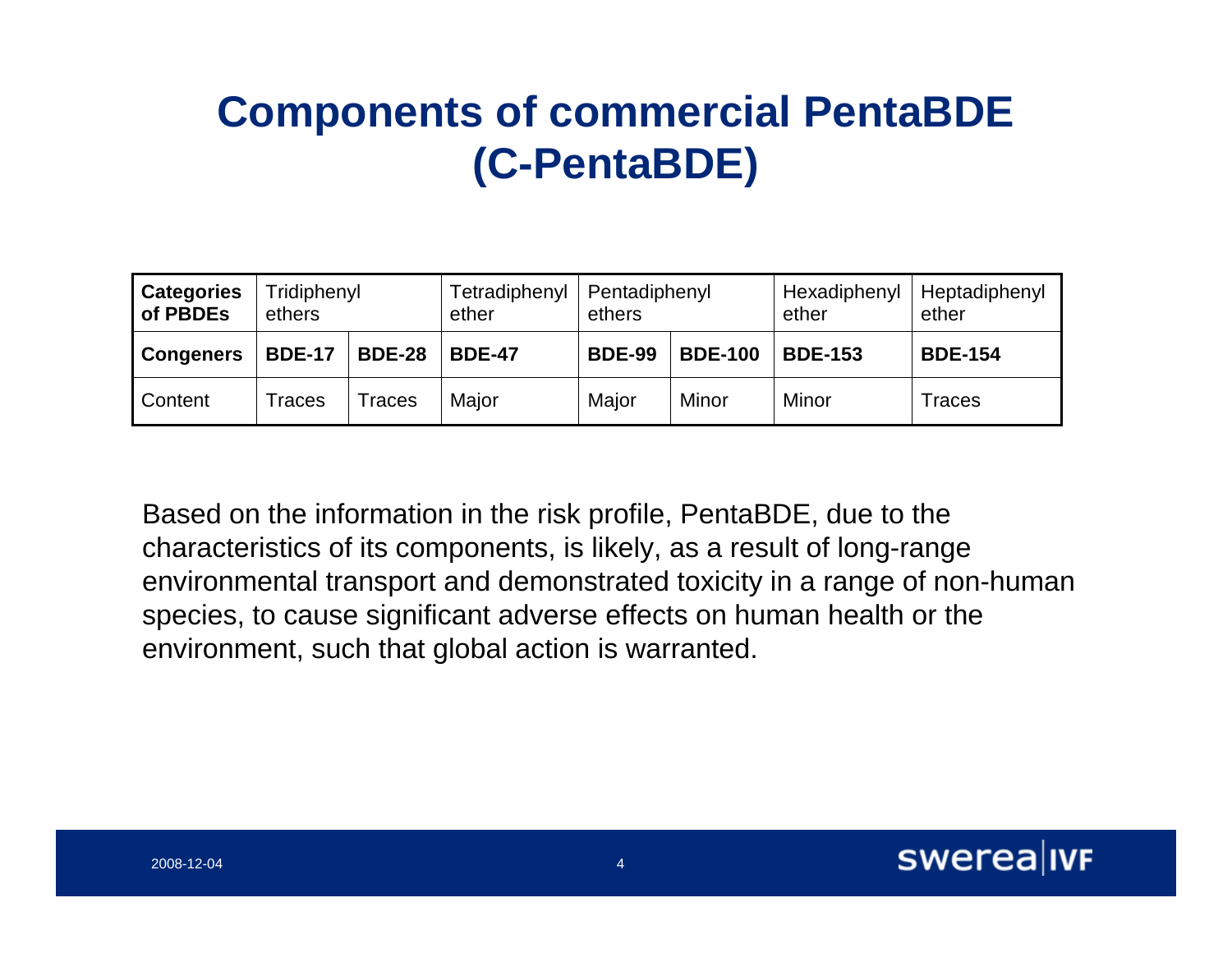# Components of commercial PentaBDE (C-PentaBDE)

| **Categories of PBDEs** | Tridiphenyl ethers | | Tetradiphenyl ether | Pentadiphenyl ethers | | Hexadiphenyl ether | Heptadiphenyl ether |
|---|---|---|---|---|---|---|---|
| **Congeners** | **BDE-17** | **BDE-28** | **BDE-47** | **BDE-99** | **BDE-100** | **BDE-153** | **BDE-154** |
| Content | Traces | Traces | Major | Major | Minor | Minor | Traces |

Based on the information in the risk profile, PentaBDE, due to the characteristics of its components, is likely, as a result of long-range environmental transport and demonstrated toxicity in a range of non-human species, to cause significant adverse effects on human health or the environment, such that global action is warranted.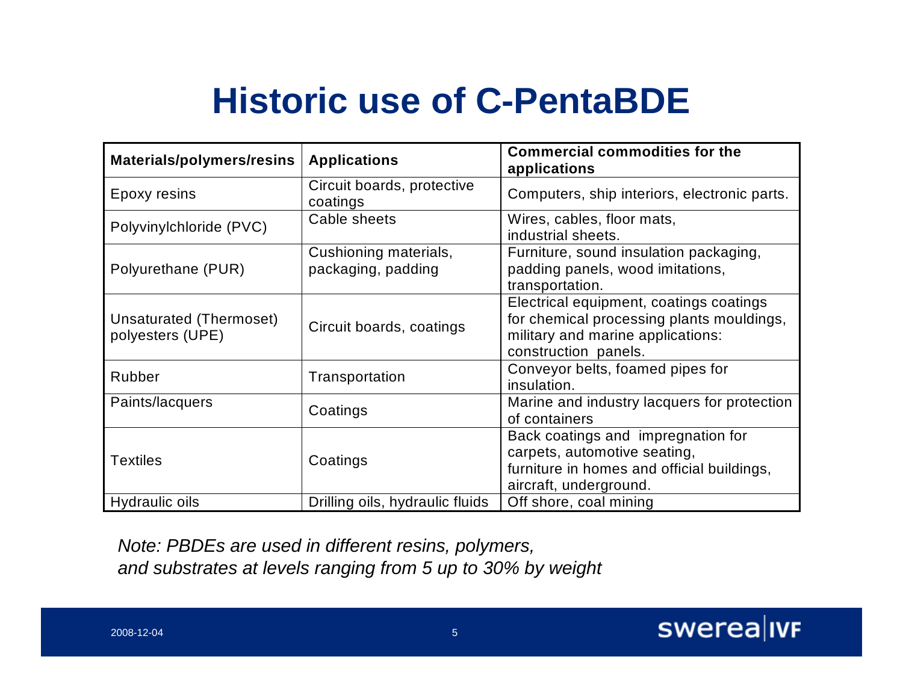# Historic use of C-PentaBDE

| Materials/polymers/resins | Applications | Commercial commodities for the applications |
|---|---|---|
| Epoxy resins | Circuit boards, protective coatings | Computers, ship interiors, electronic parts. |
| Polyvinylchloride (PVC) | Cable sheets | Wires, cables, floor mats, industrial sheets. |
| Polyurethane (PUR) | Cushioning materials, packaging, padding | Furniture, sound insulation packaging, padding panels, wood imitations, transportation. |
| Unsaturated (Thermoset) polyesters (UPE) | Circuit boards, coatings | Electrical equipment, coatings coatings for chemical processing plants mouldings, military and marine applications: construction panels. |
| Rubber | Transportation | Conveyor belts, foamed pipes for insulation. |
| Paints/lacquers | Coatings | Marine and industry lacquers for protection of containers |
| Textiles | Coatings | Back coatings and impregnation for carpets, automotive seating, furniture in homes and official buildings, aircraft, underground. |
| Hydraulic oils | Drilling oils, hydraulic fluids | Off shore, coal mining |

*Note: PBDEs are used in different resins, polymers, and substrates at levels ranging from 5 up to 30% by weight*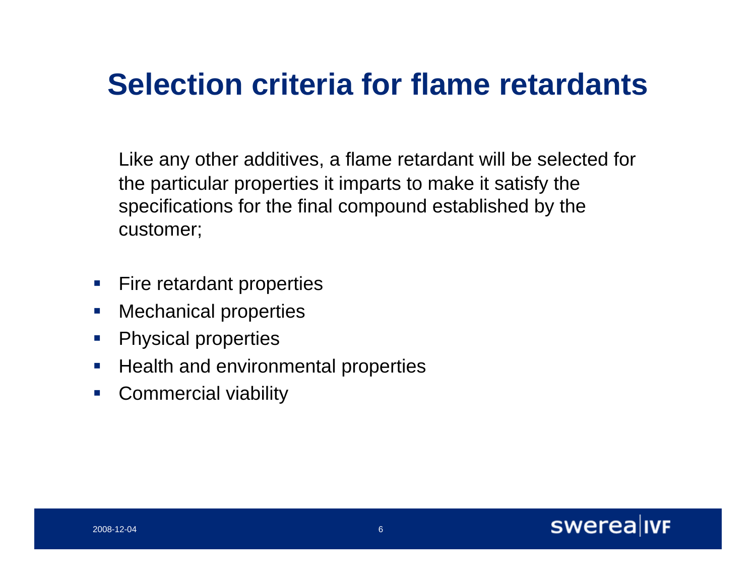# Selection criteria for flame retardants

Like any other additives, a flame retardant will be selected for the particular properties it imparts to make it satisfy the specifications for the final compound established by the customer;

- Fire retardant properties
- Mechanical properties
- Physical properties
- Health and environmental properties
- Commercial viability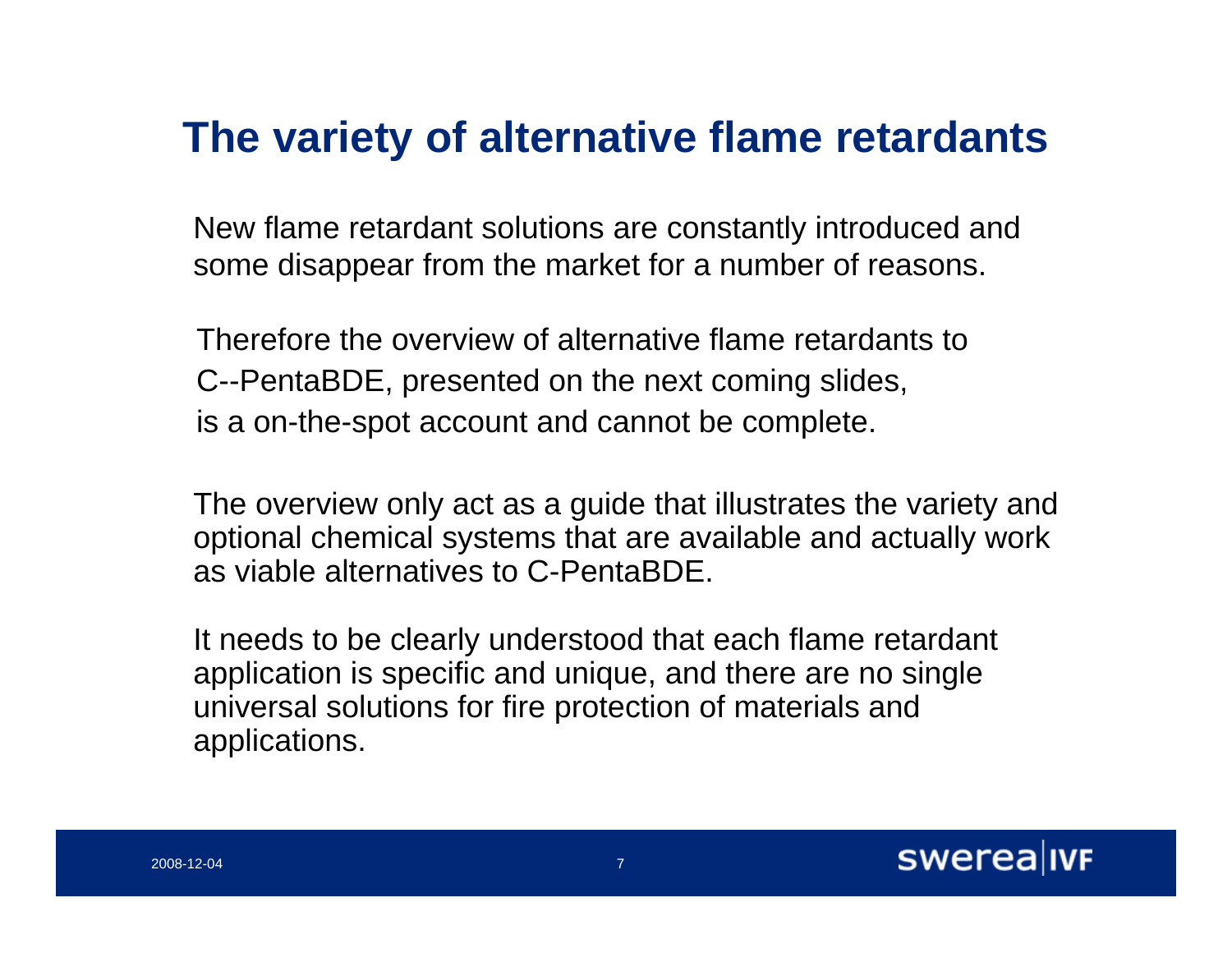# The variety of alternative flame retardants

New flame retardant solutions are constantly introduced and some disappear from the market for a number of reasons.

Therefore the overview of alternative flame retardants to C--PentaBDE, presented on the next coming slides, is a on-the-spot account and cannot be complete.

The overview only act as a guide that illustrates the variety and optional chemical systems that are available and actually work as viable alternatives to C-PentaBDE.

It needs to be clearly understood that each flame retardant application is specific and unique, and there are no single universal solutions for fire protection of materials and applications.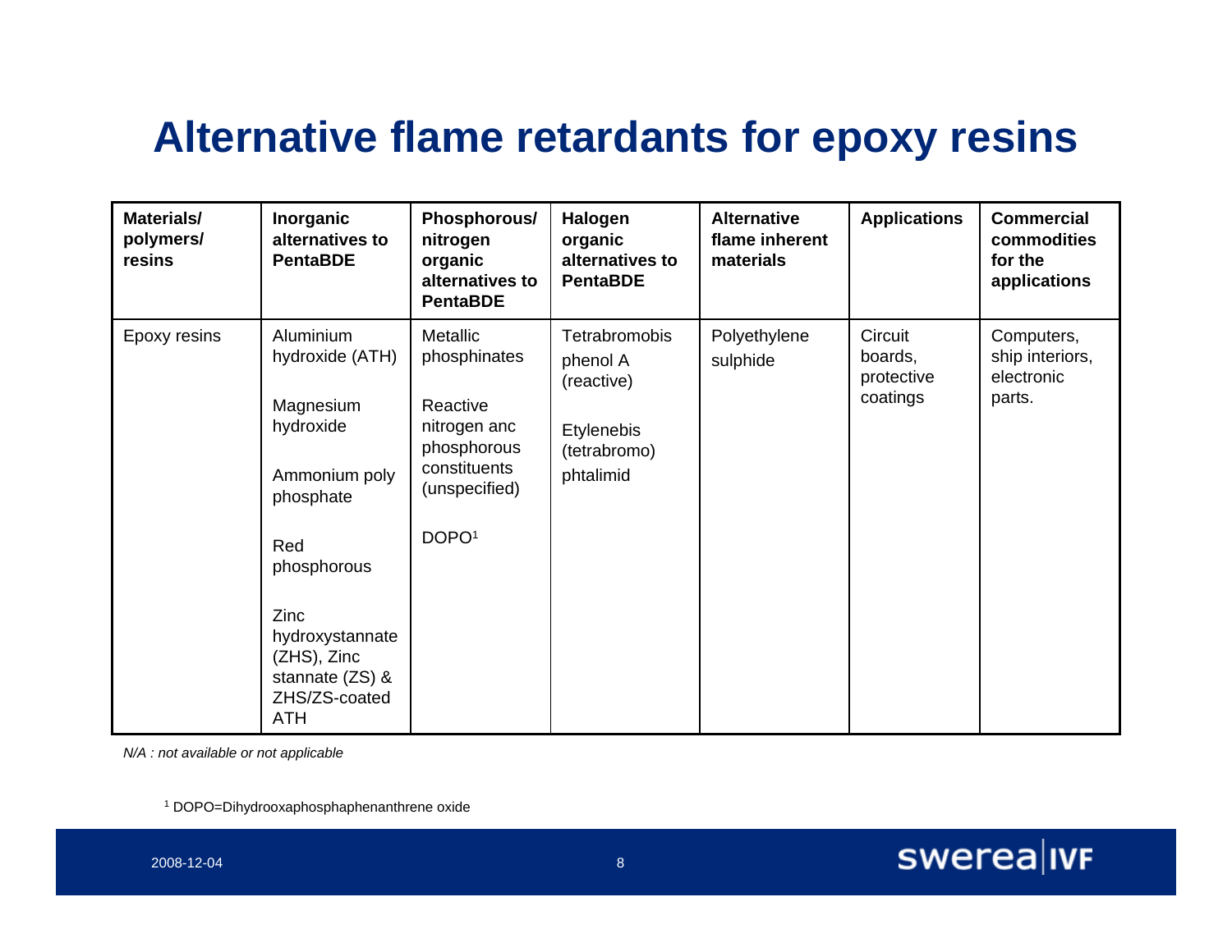# Alternative flame retardants for epoxy resins

| Materials/ polymers/ resins | Inorganic alternatives to PentaBDE | Phosphorous/ nitrogen organic alternatives to PentaBDE | Halogen organic alternatives to PentaBDE | Alternative flame inherent materials | Applications | Commercial commodities for the applications |
|---|---|---|---|---|---|---|
| Epoxy resins | Aluminium hydroxide (ATH)<br><br>Magnesium hydroxide<br><br>Ammonium poly phosphate<br><br>Red phosphorous<br><br>Zinc hydroxystannate (ZHS), Zinc stannate (ZS) & ZHS/ZS-coated ATH | Metallic phosphinates<br><br>Reactive nitrogen anc phosphorous constituents (unspecified)<br><br>DOPO[1] | Tetrabromobis phenol A (reactive)<br><br>Etylenebis (tetrabromo) phtalimid | Polyethylene sulphide | Circuit boards, protective coatings | Computers, ship interiors, electronic parts. |

*N/A : not available or not applicable*

[1] DOPO=Dihydrooxaphosphaphenanthrene oxide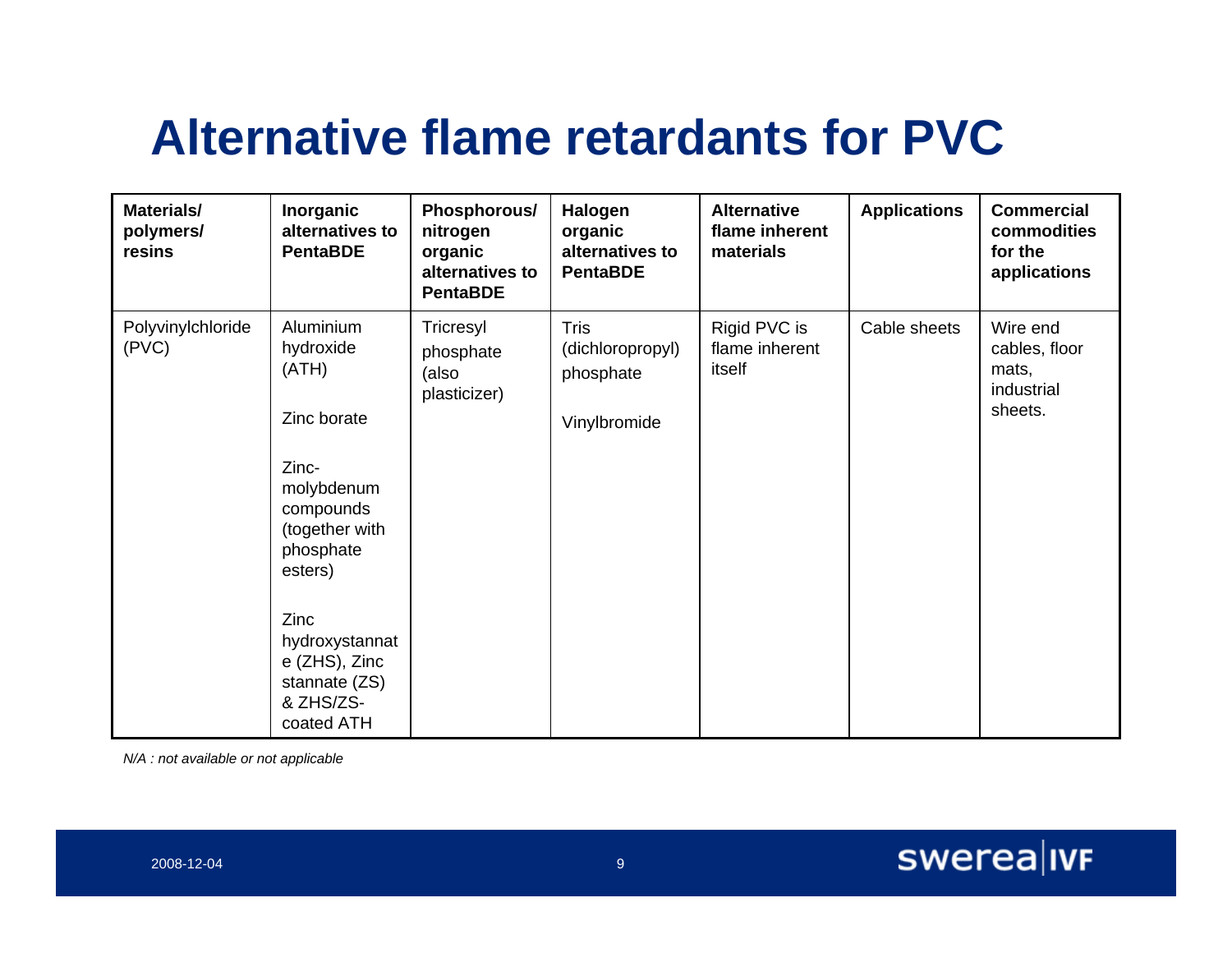# Alternative flame retardants for PVC

| Materials/ polymers/ resins | Inorganic alternatives to PentaBDE | Phosphorous/ nitrogen organic alternatives to PentaBDE | Halogen organic alternatives to PentaBDE | Alternative flame inherent materials | Applications | Commercial commodities for the applications |
|---|---|---|---|---|---|---|
| Polyvinylchloride (PVC) | Aluminium hydroxide (ATH)<br><br>Zinc borate<br><br>Zinc-molybdenum compounds (together with phosphate esters)<br><br>Zinc hydroxystannate (ZHS), Zinc stannate (ZS) & ZHS/ZS-coated ATH | Tricresyl phosphate (also plasticizer) | Tris (dichloropropyl) phosphate<br><br>Vinylbromide | Rigid PVC is flame inherent itself | Cable sheets | Wire end cables, floor mats, industrial sheets. |

*N/A : not available or not applicable*

2008-12-04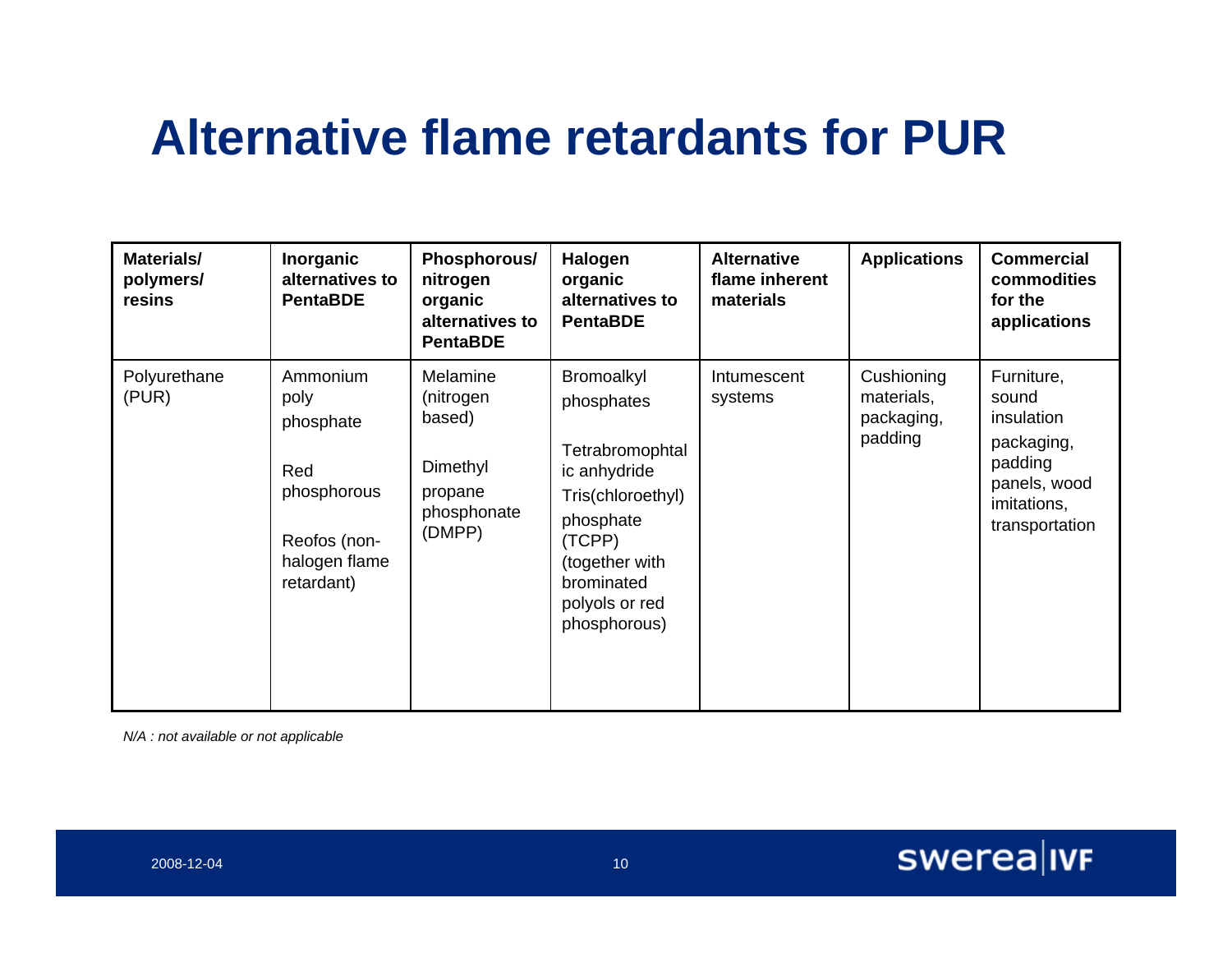# Alternative flame retardants for PUR

| Materials/ polymers/ resins | Inorganic alternatives to PentaBDE | Phosphorous/ nitrogen organic alternatives to PentaBDE | Halogen organic alternatives to PentaBDE | Alternative flame inherent materials | Applications | Commercial commodities for the applications |
|---|---|---|---|---|---|---|
| Polyurethane (PUR) | Ammonium poly phosphate<br><br>Red phosphorous<br><br>Reofos (non-halogen flame retardant) | Melamine (nitrogen based)<br><br>Dimethyl propane phosphonate (DMPP) | Bromoalkyl phosphates<br><br>Tetrabromophthalic anhydride<br>Tris(chloroethyl) phosphate (TCPP) (together with brominated polyols or red phosphorous) | Intumescent systems | Cushioning materials, packaging, padding | Furniture, sound insulation packaging, padding panels, wood imitations, transportation |

*N/A : not available or not applicable*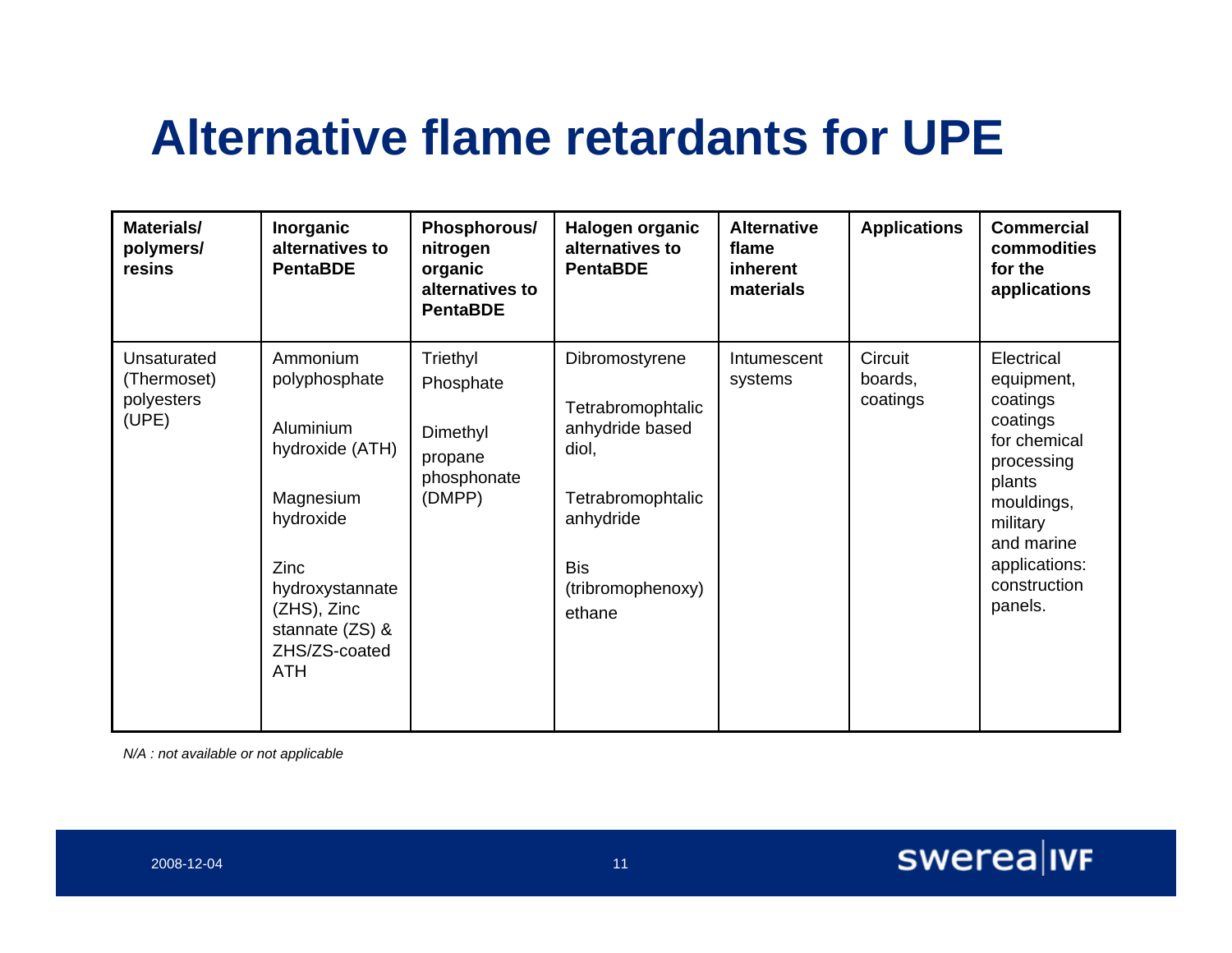# Alternative flame retardants for UPE

| Materials/ polymers/ resins | Inorganic alternatives to PentaBDE | Phosphorous/ nitrogen organic alternatives to PentaBDE | Halogen organic alternatives to PentaBDE | Alternative flame inherent materials | Applications | Commercial commodities for the applications |
|---|---|---|---|---|---|---|
| Unsaturated (Thermoset) polyesters (UPE) | Ammonium polyphosphate<br><br>Aluminium hydroxide (ATH)<br><br>Magnesium hydroxide<br><br>Zinc hydroxystannate (ZHS), Zinc stannate (ZS) & ZHS/ZS-coated ATH | Triethyl Phosphate<br><br>Dimethyl propane phosphonate (DMPP) | Dibromostyrene<br><br>Tetrabromophtalic anhydride based diol,<br><br>Tetrabromophtalic anhydride<br><br>Bis (tribromophenoxy) ethane | Intumescent systems | Circuit boards, coatings | Electrical equipment, coatings coatings for chemical processing plants mouldings, military and marine applications: construction panels. |

*N/A : not available or not applicable*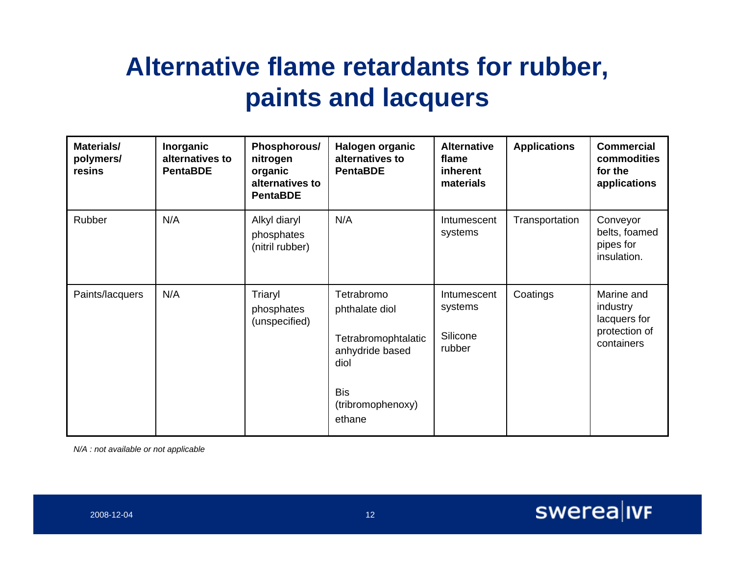# Alternative flame retardants for rubber, paints and lacquers

| Materials/ polymers/ resins | Inorganic alternatives to PentaBDE | Phosphorous/ nitrogen organic alternatives to PentaBDE | Halogen organic alternatives to PentaBDE | Alternative flame inherent materials | Applications | Commercial commodities for the applications |
|---|---|---|---|---|---|---|
| Rubber | N/A | Alkyl diaryl phosphates (nitril rubber) | N/A | Intumescent systems | Transportation | Conveyor belts, foamed pipes for insulation. |
| Paints/lacquers | N/A | Triaryl phosphates (unspecified) | Tetrabromo phthalate diol<br><br>Tetrabromophtalatic anhydride based diol<br><br>Bis (tribromophenoxy) ethane | Intumescent systems<br><br>Silicone rubber | Coatings | Marine and industry lacquers for protection of containers |

*N/A : not available or not applicable*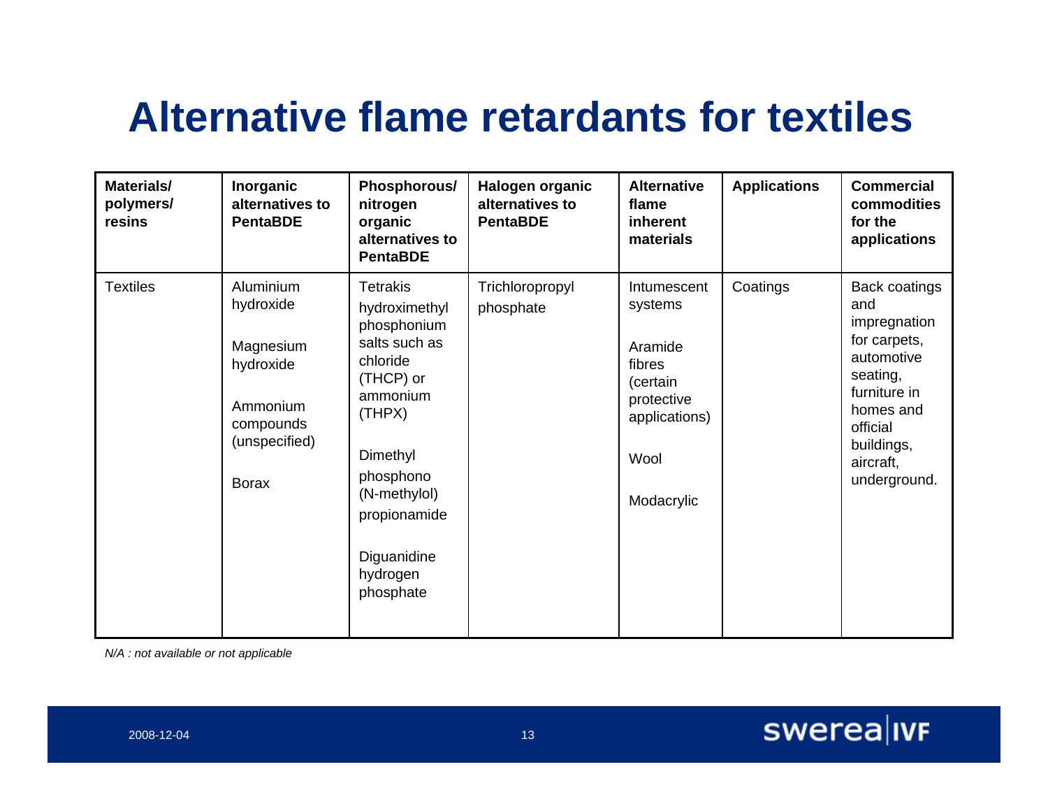# Alternative flame retardants for textiles

| Materials/ polymers/ resins | Inorganic alternatives to PentaBDE | Phosphorous/ nitrogen organic alternatives to PentaBDE | Halogen organic alternatives to PentaBDE | Alternative flame inherent materials | Applications | Commercial commodities for the applications |
|---|---|---|---|---|---|---|
| Textiles | Aluminium hydroxide<br><br>Magnesium hydroxide<br><br>Ammonium compounds (unspecified)<br><br>Borax | Tetrakis hydroximethyl phosphonium salts such as chloride (THCP) or ammonium (THPX)<br><br>Dimethyl phosphono (N-methylol) propionamide<br><br>Diguanidine hydrogen phosphate | Trichloropropyl phosphate | Intumescent systems<br><br>Aramide fibres (certain protective applications)<br><br>Wool<br><br>Modacrylic | Coatings | Back coatings and impregnation for carpets, automotive seating, furniture in homes and official buildings, aircraft, underground. |

*N/A : not available or not applicable*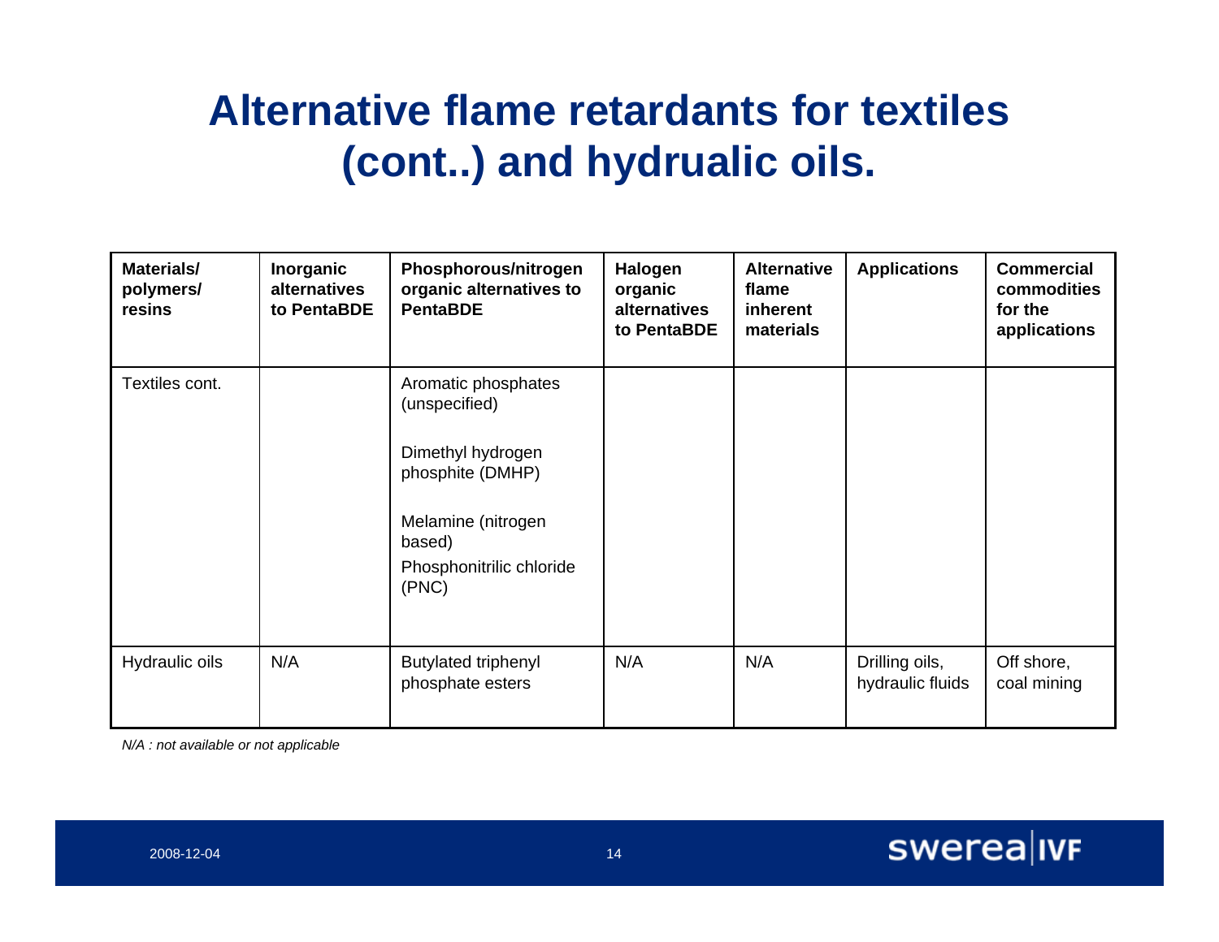# Alternative flame retardants for textiles (cont..) and hydrualic oils.

| Materials/ polymers/ resins | Inorganic alternatives to PentaBDE | Phosphorous/nitrogen organic alternatives to PentaBDE | Halogen organic alternatives to PentaBDE | Alternative flame inherent materials | Applications | Commercial commodities for the applications |
|---|---|---|---|---|---|---|
| Textiles cont. | | Aromatic phosphates (unspecified)<br><br>Dimethyl hydrogen phosphite (DMHP)<br><br>Melamine (nitrogen based)<br><br>Phosphonitrilic chloride (PNC) | | | | |
| Hydraulic oils | N/A | Butylated triphenyl phosphate esters | N/A | N/A | Drilling oils, hydraulic fluids | Off shore, coal mining |

*N/A : not available or not applicable*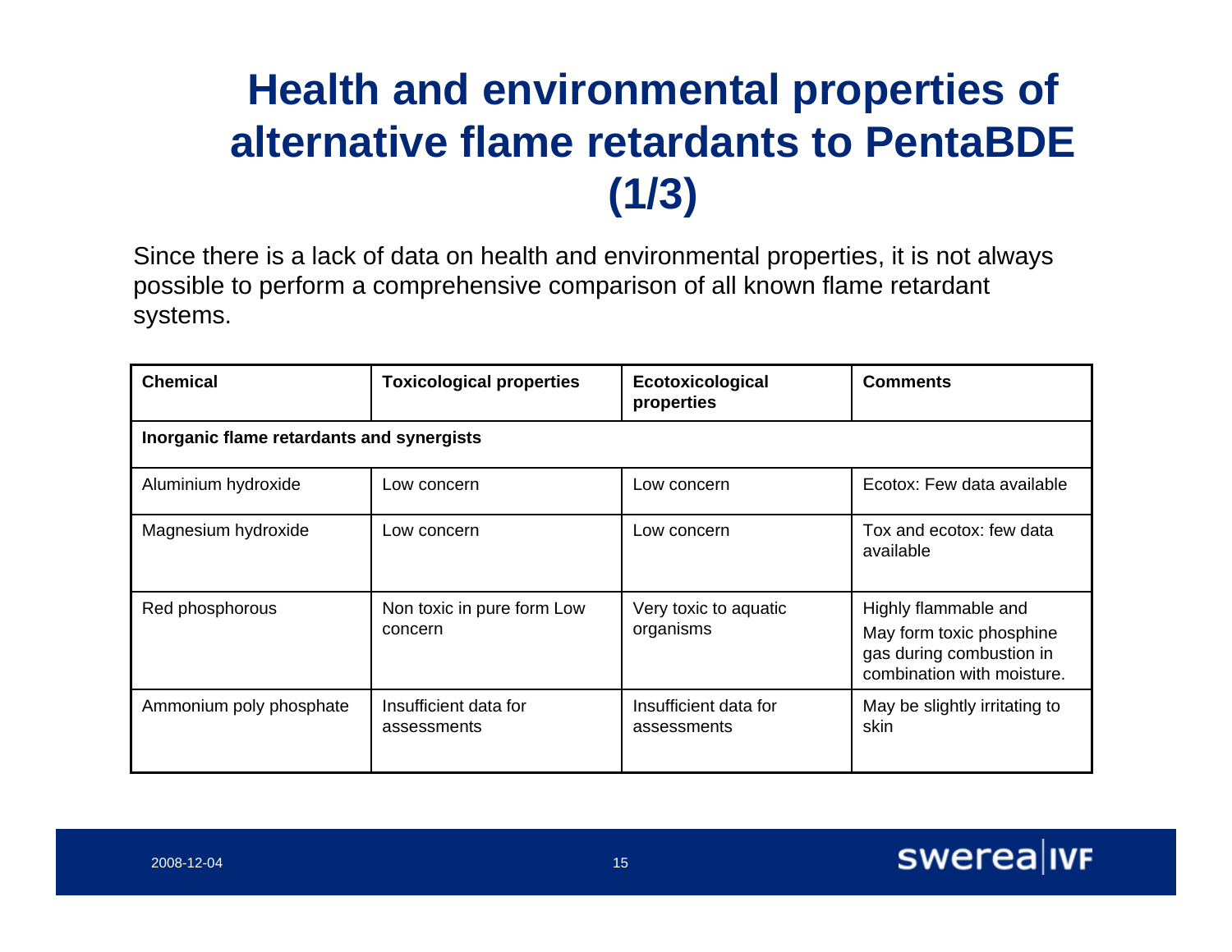# Health and environmental properties of alternative flame retardants to PentaBDE (1/3)

Since there is a lack of data on health and environmental properties, it is not always possible to perform a comprehensive comparison of all known flame retardant systems.

| **Chemical** | **Toxicological properties** | **Ecotoxicological properties** | **Comments** |
|---|---|---|---|
| **Inorganic flame retardants and synergists** | | | |
| Aluminium hydroxide | Low concern | Low concern | Ecotox: Few data available |
| Magnesium hydroxide | Low concern | Low concern | Tox and ecotox: few data available |
| Red phosphorous | Non toxic in pure form Low concern | Very toxic to aquatic organisms | Highly flammable and May form toxic phosphine gas during combustion in combination with moisture. |
| Ammonium poly phosphate | Insufficient data for assessments | Insufficient data for assessments | May be slightly irritating to skin |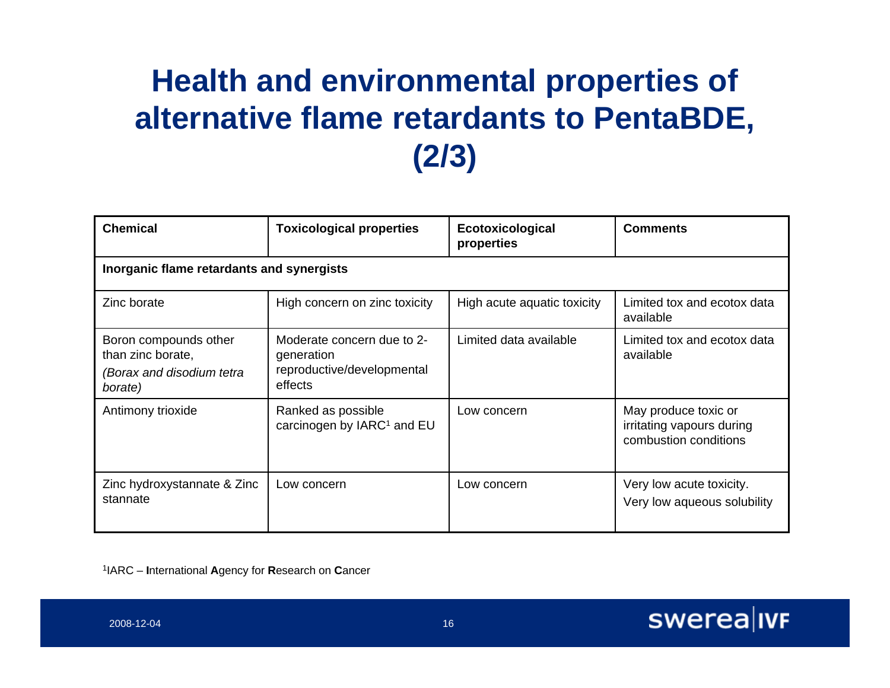# Health and environmental properties of alternative flame retardants to PentaBDE, (2/3)

| **Chemical** | **Toxicological properties** | **Ecotoxicological properties** | **Comments** |
| --- | --- | --- | --- |
| **Inorganic flame retardants and synergists** | | | |
| Zinc borate | High concern on zinc toxicity | High acute aquatic toxicity | Limited tox and ecotox data available |
| Boron compounds other than zinc borate, *(Borax and disodium tetra borate)* | Moderate concern due to 2-generation reproductive/developmental effects | Limited data available | Limited tox and ecotox data available |
| Antimony trioxide | Ranked as possible carcinogen by IARC[1] and EU | Low concern | May produce toxic or irritating vapours during combustion conditions |
| Zinc hydroxystannate & Zinc stannate | Low concern | Low concern | Very low acute toxicity. Very low aqueous solubility |

[1]IARC – **I**nternational **A**gency for **R**esearch on **C**ancer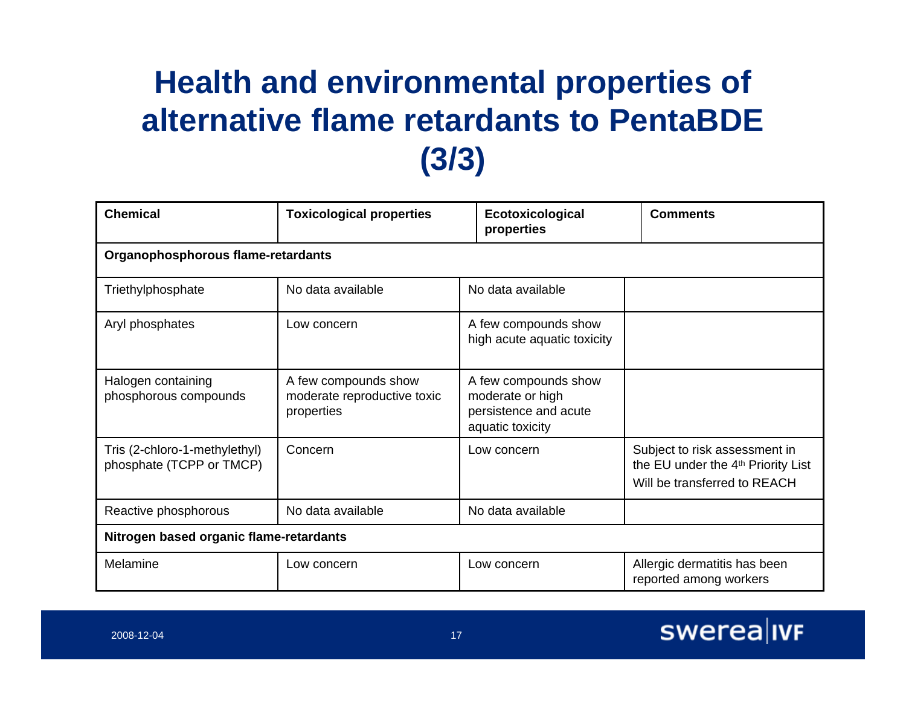# Health and environmental properties of alternative flame retardants to PentaBDE (3/3)

| Chemical | Toxicological properties | Ecotoxicological properties | Comments |
|---|---|---|---|
| **Organophosphorous flame-retardants** | | | |
| Triethylphosphate | No data available | No data available | |
| Aryl phosphates | Low concern | A few compounds show high acute aquatic toxicity | |
| Halogen containing phosphorous compounds | A few compounds show moderate reproductive toxic properties | A few compounds show moderate or high persistence and acute aquatic toxicity | |
| Tris (2-chloro-1-methylethyl) phosphate (TCPP or TMCP) | Concern | Low concern | Subject to risk assessment in the EU under the 4th Priority List<br>Will be transferred to REACH |
| Reactive phosphorous | No data available | No data available | |
| **Nitrogen based organic flame-retardants** | | | |
| Melamine | Low concern | Low concern | Allergic dermatitis has been reported among workers |

2008-12-04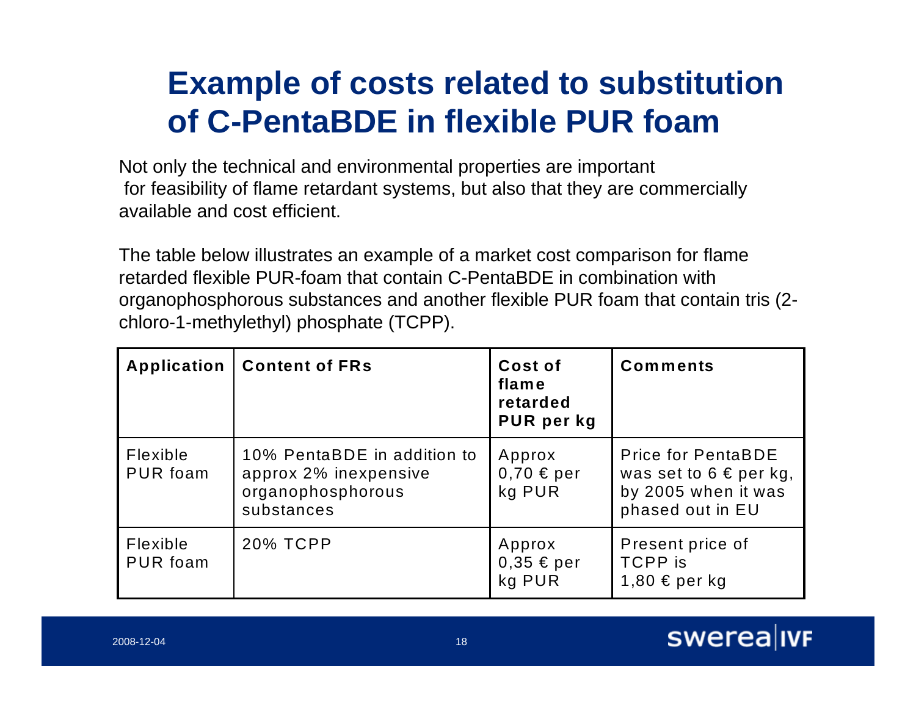# Example of costs related to substitution of C-PentaBDE in flexible PUR foam

Not only the technical and environmental properties are important for feasibility of flame retardant systems, but also that they are commercially available and cost efficient.

The table below illustrates an example of a market cost comparison for flame retarded flexible PUR-foam that contain C-PentaBDE in combination with organophosphorous substances and another flexible PUR foam that contain tris (2-chloro-1-methylethyl) phosphate (TCPP).

| Application | Content of FRs | Cost of flame retarded PUR per kg | Comments |
|---|---|---|---|
| Flexible PUR foam | 10% PentaBDE in addition to approx 2% inexpensive organophosphorous substances | Approx 0,70 € per kg PUR | Price for PentaBDE was set to 6 € per kg, by 2005 when it was phased out in EU |
| Flexible PUR foam | 20% TCPP | Approx 0,35 € per kg PUR | Present price of TCPP is 1,80 € per kg |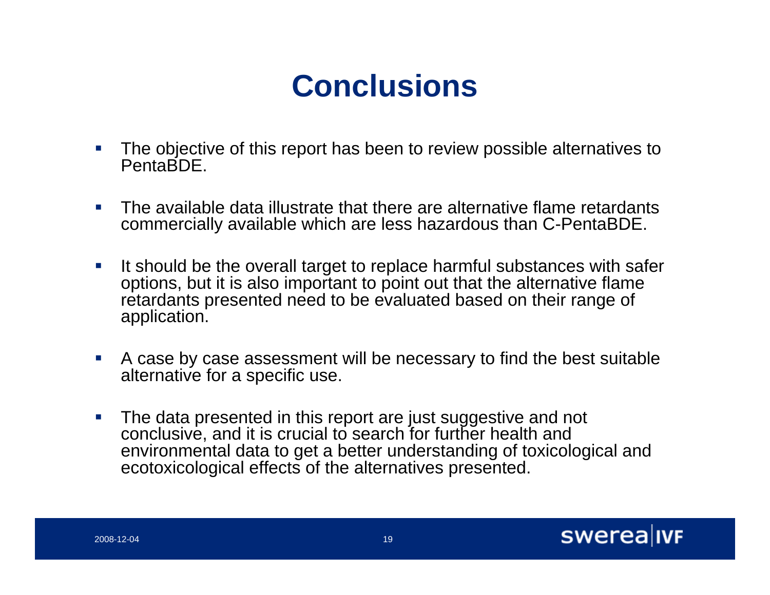# Conclusions

- The objective of this report has been to review possible alternatives to PentaBDE.
- The available data illustrate that there are alternative flame retardants commercially available which are less hazardous than C-PentaBDE.
- It should be the overall target to replace harmful substances with safer options, but it is also important to point out that the alternative flame retardants presented need to be evaluated based on their range of application.
- A case by case assessment will be necessary to find the best suitable alternative for a specific use.
- The data presented in this report are just suggestive and not conclusive, and it is crucial to search for further health and environmental data to get a better understanding of toxicological and ecotoxicological effects of the alternatives presented.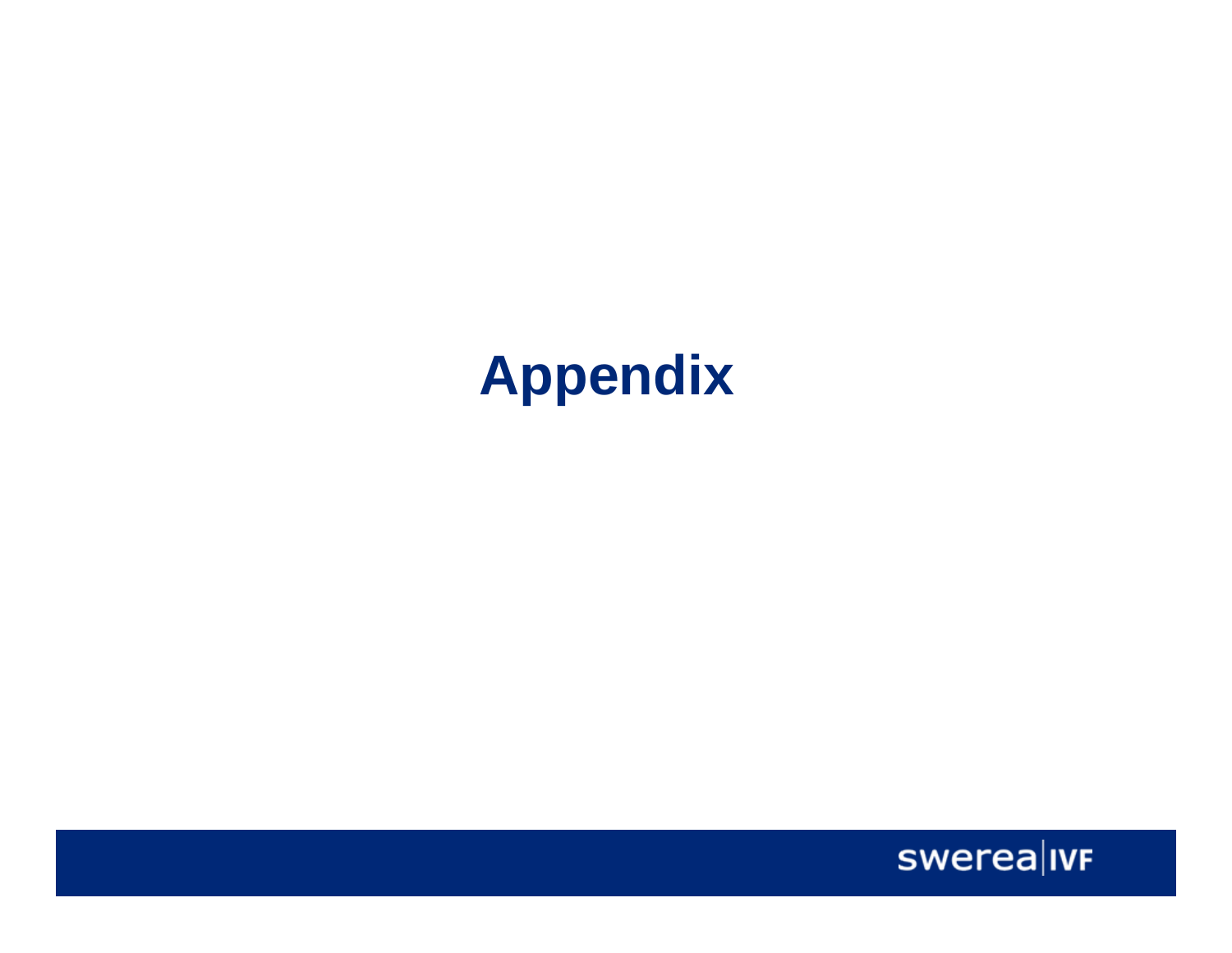# Appendix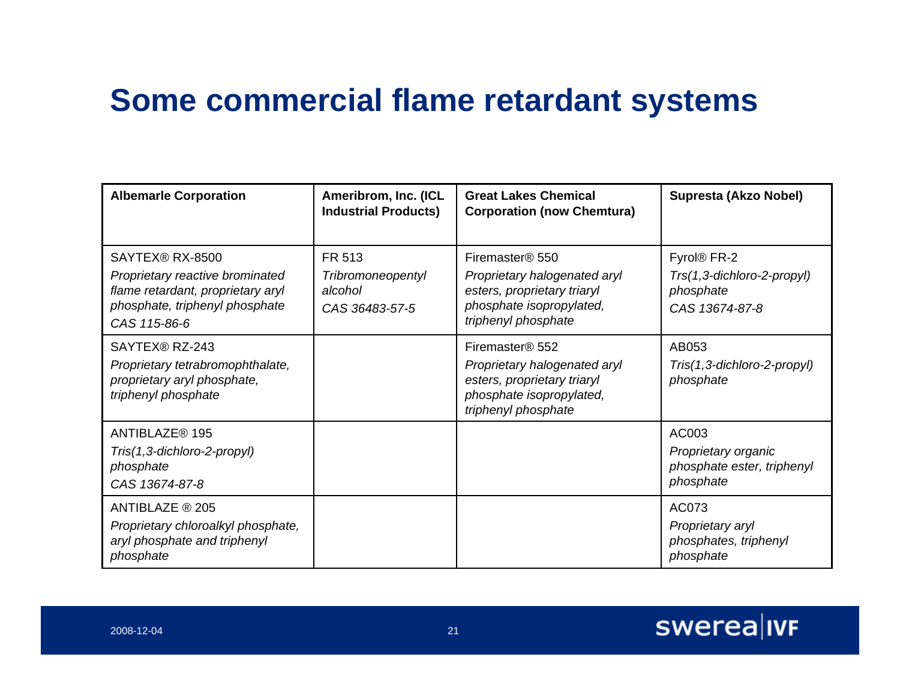# Some commercial flame retardant systems

| Albemarle Corporation | Ameribrom, Inc. (ICL Industrial Products) | Great Lakes Chemical Corporation (now Chemtura) | Supresta (Akzo Nobel) |
|---|---|---|---|
| SAYTEX® RX-8500<br>*Proprietary reactive brominated flame retardant, proprietary aryl phosphate, triphenyl phosphate*<br>*CAS 115-86-6* | FR 513<br>*Tribromoneopentyl alcohol*<br>*CAS 36483-57-5* | Firemaster® 550<br>*Proprietary halogenated aryl esters, proprietary triaryl phosphate isopropylated, triphenyl phosphate* | Fyrol® FR-2<br>*Trs(1,3-dichloro-2-propyl) phosphate*<br>*CAS 13674-87-8* |
| SAYTEX® RZ-243<br>*Proprietary tetrabromophthalate, proprietary aryl phosphate, triphenyl phosphate* | | Firemaster® 552<br>*Proprietary halogenated aryl esters, proprietary triaryl phosphate isopropylated, triphenyl phosphate* | AB053<br>*Tris(1,3-dichloro-2-propyl) phosphate* |
| ANTIBLAZE® 195<br>*Tris(1,3-dichloro-2-propyl) phosphate*<br>*CAS 13674-87-8* | | | AC003<br>*Proprietary organic phosphate ester, triphenyl phosphate* |
| ANTIBLAZE ® 205<br>*Proprietary chloroalkyl phosphate, aryl phosphate and triphenyl phosphate* | | | AC073<br>*Proprietary aryl phosphates, triphenyl phosphate* |

2008-12-04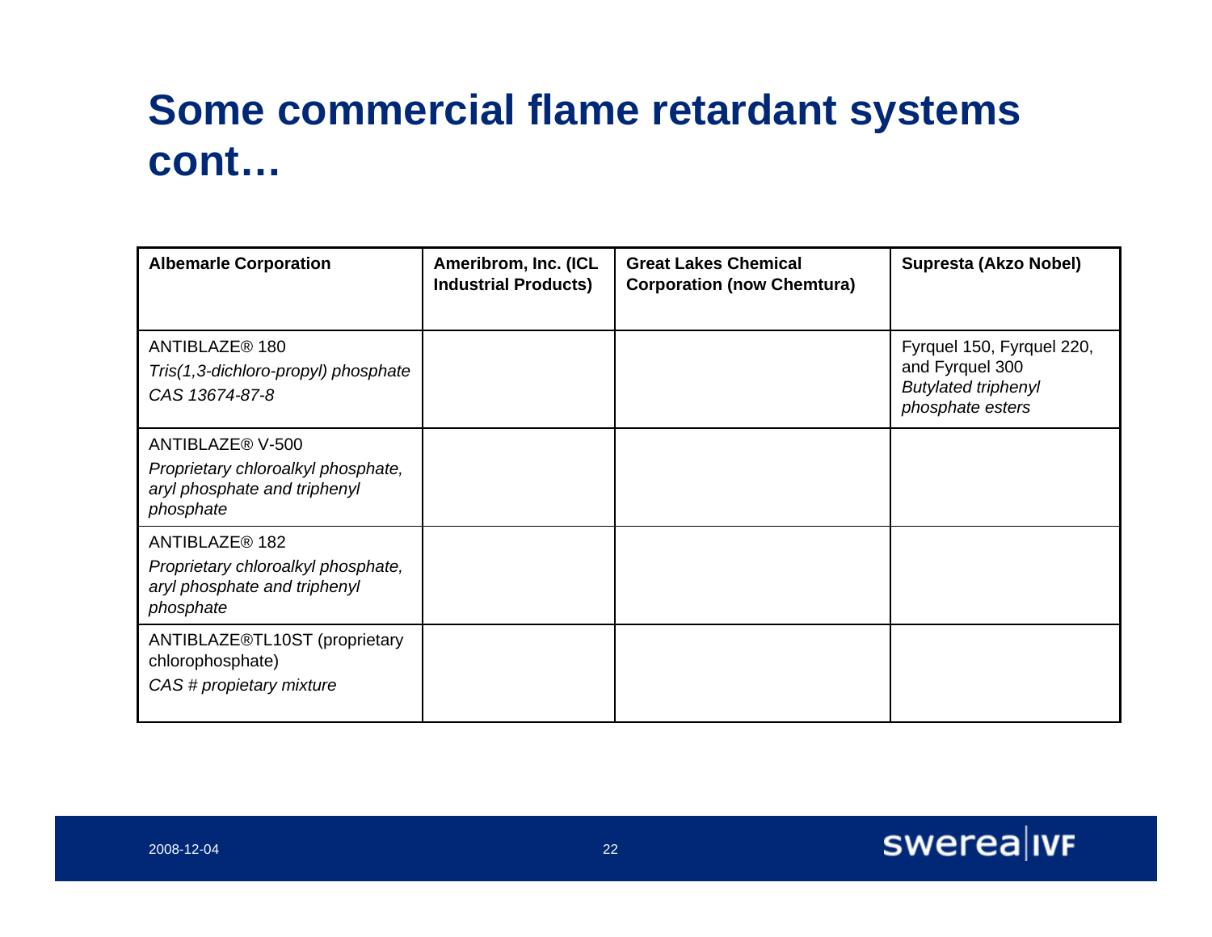# Some commercial flame retardant systems cont…

| Albemarle Corporation | Ameribrom, Inc. (ICL Industrial Products) | Great Lakes Chemical Corporation (now Chemtura) | Supresta (Akzo Nobel) |
|---|---|---|---|
| ANTIBLAZE® 180<br>*Tris(1,3-dichloro-propyl) phosphate*<br>*CAS 13674-87-8* | | | Fyrquel 150, Fyrquel 220, and Fyrquel 300<br>*Butylated triphenyl phosphate esters* |
| ANTIBLAZE® V-500<br>*Proprietary chloroalkyl phosphate, aryl phosphate and triphenyl phosphate* | | | |
| ANTIBLAZE® 182<br>*Proprietary chloroalkyl phosphate, aryl phosphate and triphenyl phosphate* | | | |
| ANTIBLAZE®TL10ST (proprietary chlorophosphate)<br>*CAS # propietary mixture* | | | |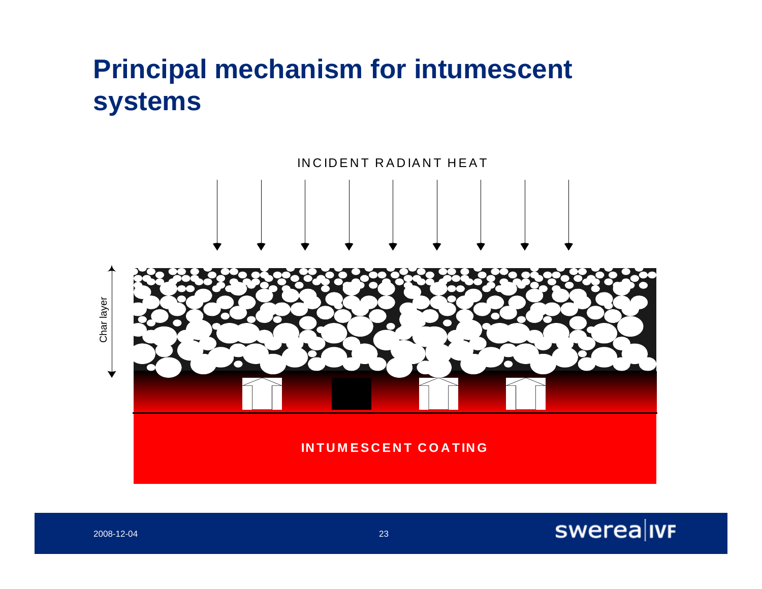# Principal mechanism for intumescent systems

INCIDENT RADIANT HEAT

Char layer

INTUMESCENT COATING